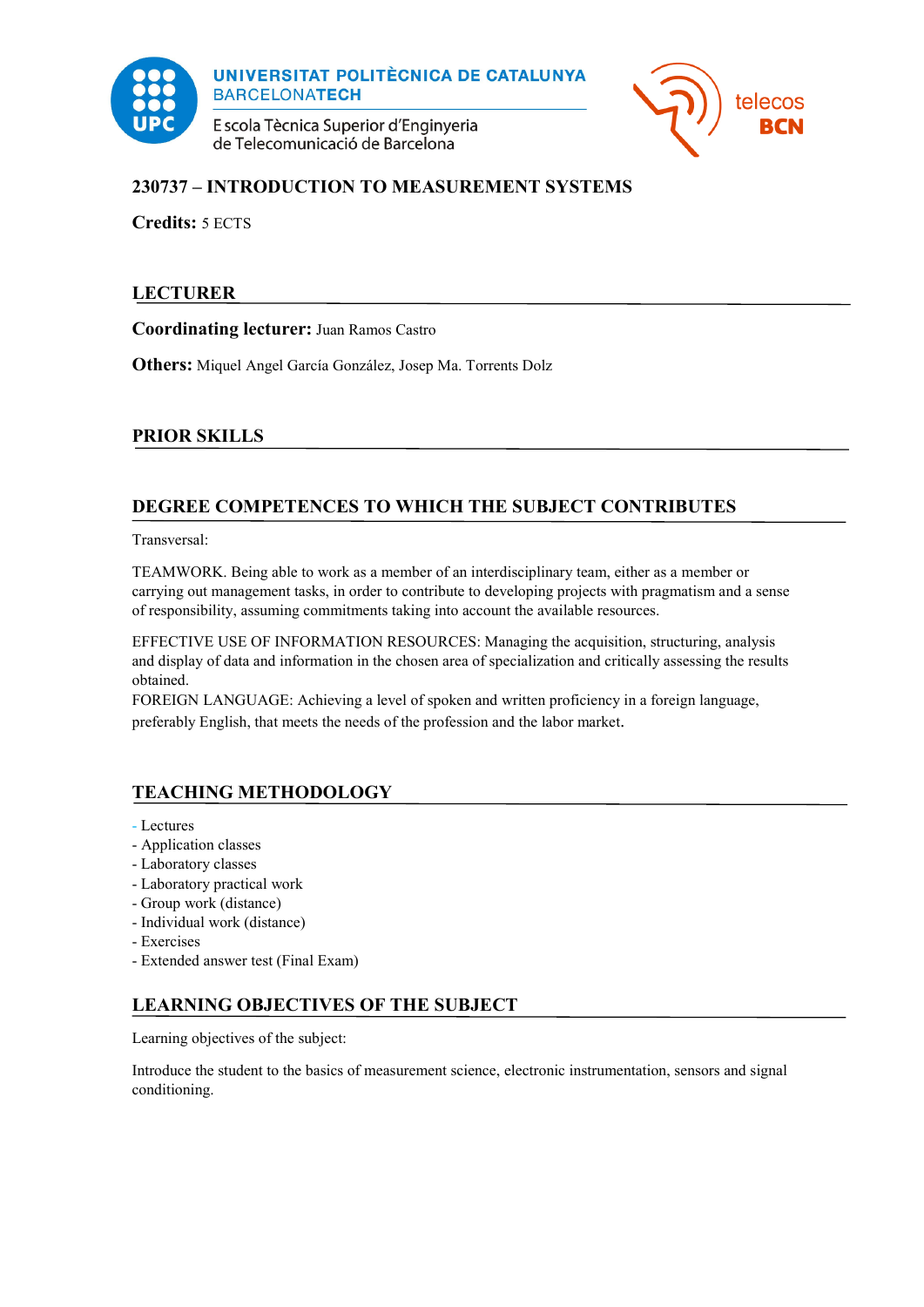UNIVERSITAT POLITÈCNICA DE CATALUNYA
BARCELONATECH

Escola Tècnica Superior d'Enginyeria de Telecomunicació de Barcelona

telecos BCN

# 230737 – INTRODUCTION TO MEASUREMENT SYSTEMS

**Credits:** 5 ECTS

## LECTURER

**Coordinating lecturer:** Juan Ramos Castro

**Others:** Miquel Angel García González, Josep Ma. Torrents Dolz

## PRIOR SKILLS

## DEGREE COMPETENCES TO WHICH THE SUBJECT CONTRIBUTES

Transversal:

TEAMWORK. Being able to work as a member of an interdisciplinary team, either as a member or carrying out management tasks, in order to contribute to developing projects with pragmatism and a sense of responsibility, assuming commitments taking into account the available resources.

EFFECTIVE USE OF INFORMATION RESOURCES: Managing the acquisition, structuring, analysis and display of data and information in the chosen area of specialization and critically assessing the results obtained.

FOREIGN LANGUAGE: Achieving a level of spoken and written proficiency in a foreign language, preferably English, that meets the needs of the profession and the labor market.

## TEACHING METHODOLOGY

- Lectures
- Application classes
- Laboratory classes
- Laboratory practical work
- Group work (distance)
- Individual work (distance)
- Exercises
- Extended answer test (Final Exam)

## LEARNING OBJECTIVES OF THE SUBJECT

Learning objectives of the subject:

Introduce the student to the basics of measurement science, electronic instrumentation, sensors and signal conditioning.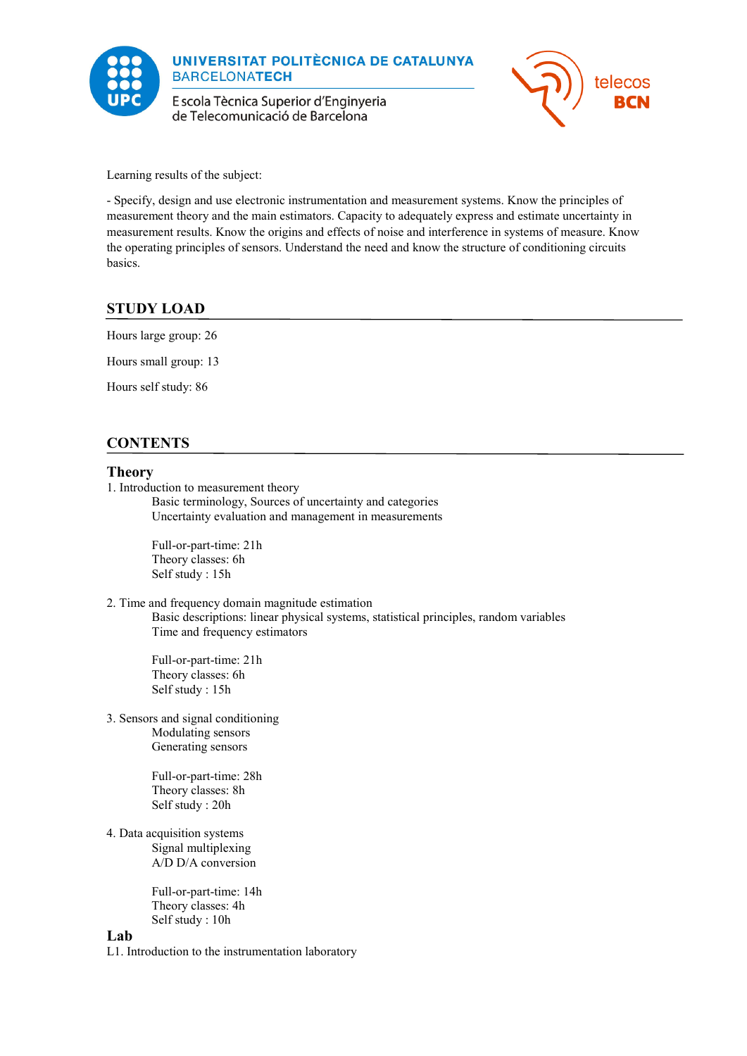Learning results of the subject:

- Specify, design and use electronic instrumentation and measurement systems. Know the principles of measurement theory and the main estimators. Capacity to adequately express and estimate uncertainty in measurement results. Know the origins and effects of noise and interference in systems of measure. Know the operating principles of sensors. Understand the need and know the structure of conditioning circuits basics.

## STUDY LOAD

Hours large group: 26

Hours small group: 13

Hours self study: 86

## CONTENTS

### Theory

1. Introduction to measurement theory

    Basic terminology, Sources of uncertainty and categories
    Uncertainty evaluation and management in measurements

    Full-or-part-time: 21h
    Theory classes: 6h
    Self study : 15h

2. Time and frequency domain magnitude estimation

    Basic descriptions: linear physical systems, statistical principles, random variables
    Time and frequency estimators

    Full-or-part-time: 21h
    Theory classes: 6h
    Self study : 15h

3. Sensors and signal conditioning

    Modulating sensors
    Generating sensors

    Full-or-part-time: 28h
    Theory classes: 8h
    Self study : 20h

4. Data acquisition systems

    Signal multiplexing
    A/D D/A conversion

    Full-or-part-time: 14h
    Theory classes: 4h
    Self study : 10h

### Lab

L1. Introduction to the instrumentation laboratory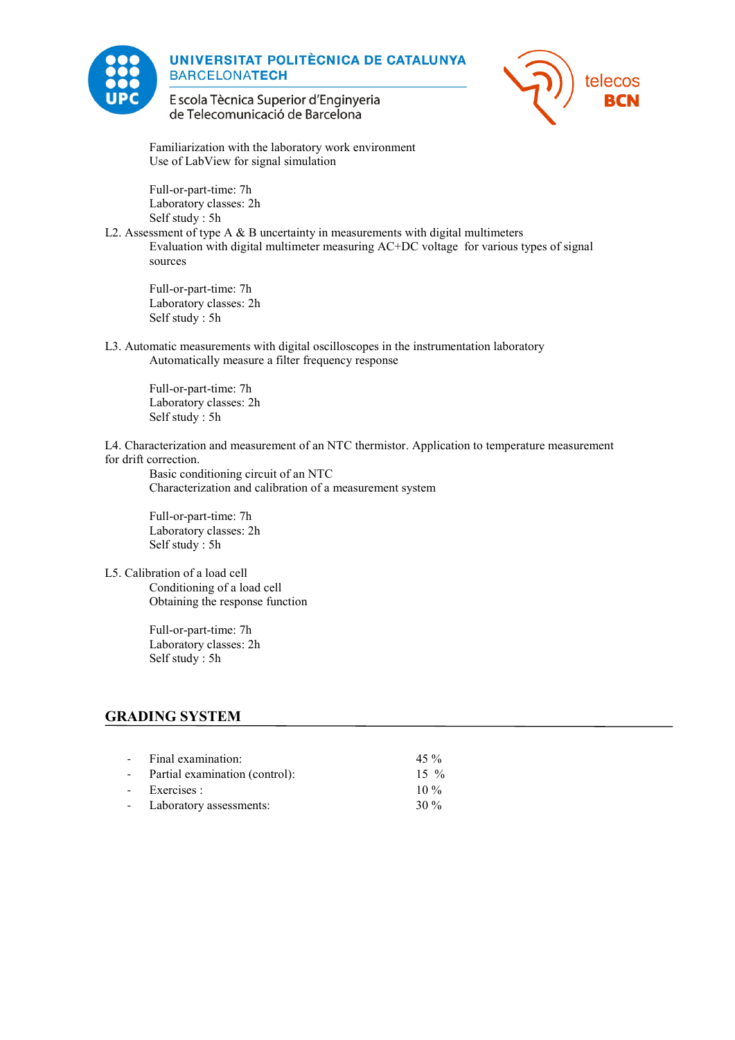Familiarization with the laboratory work environment
Use of LabView for signal simulation

Full-or-part-time: 7h
Laboratory classes: 2h
Self study : 5h

L2. Assessment of type A & B uncertainty in measurements with digital multimeters

Evaluation with digital multimeter measuring AC+DC voltage for various types of signal sources

Full-or-part-time: 7h
Laboratory classes: 2h
Self study : 5h

L3. Automatic measurements with digital oscilloscopes in the instrumentation laboratory

Automatically measure a filter frequency response

Full-or-part-time: 7h
Laboratory classes: 2h
Self study : 5h

L4. Characterization and measurement of an NTC thermistor. Application to temperature measurement for drift correction.

Basic conditioning circuit of an NTC
Characterization and calibration of a measurement system

Full-or-part-time: 7h
Laboratory classes: 2h
Self study : 5h

L5. Calibration of a load cell

Conditioning of a load cell
Obtaining the response function

Full-or-part-time: 7h
Laboratory classes: 2h
Self study : 5h

## GRADING SYSTEM

- Final examination: 45 %
- Partial examination (control): 15 %
- Exercises : 10 %
- Laboratory assessments: 30 %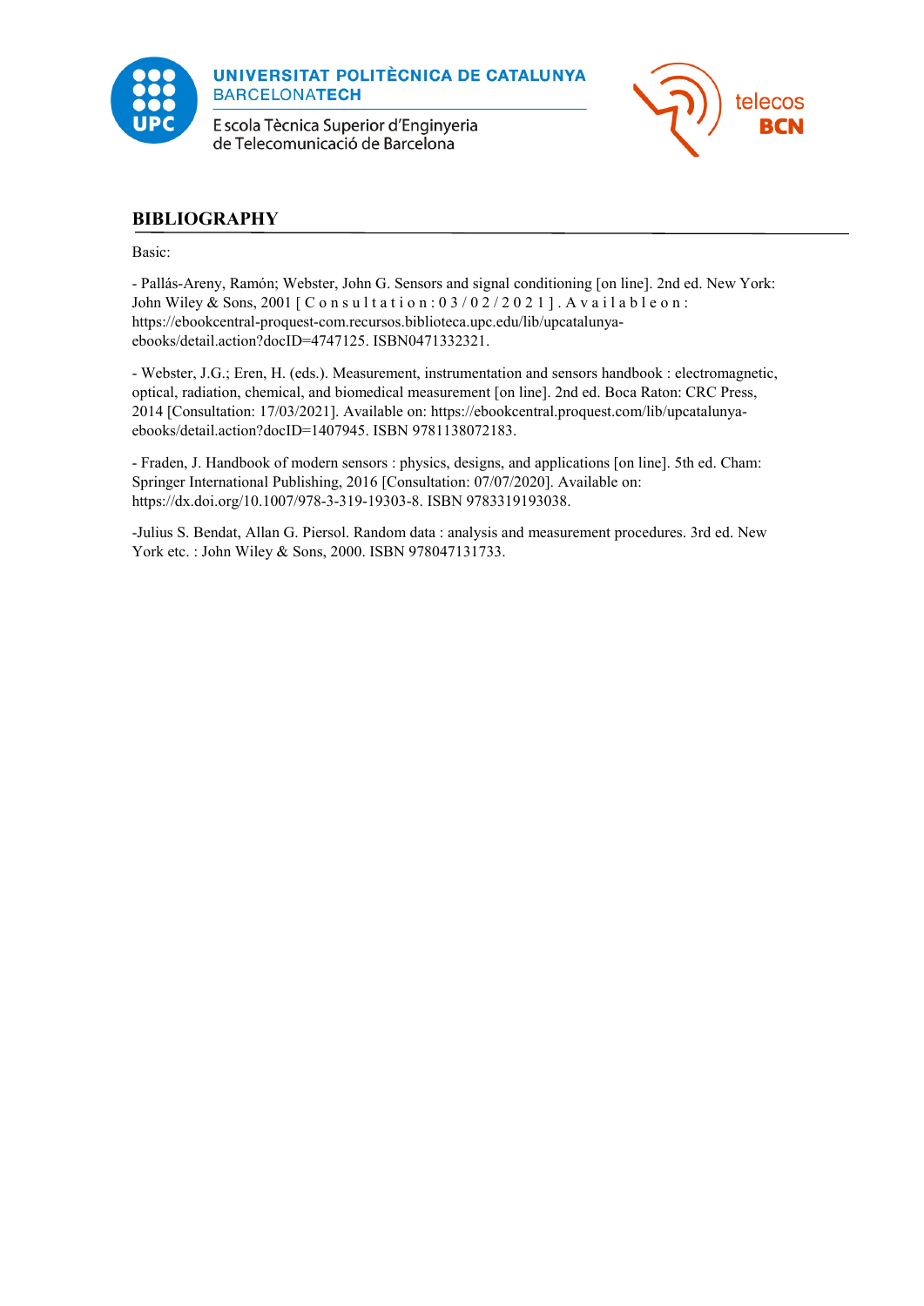## BIBLIOGRAPHY

Basic:

- Pallás-Areny, Ramón; Webster, John G. Sensors and signal conditioning [on line]. 2nd ed. New York: John Wiley & Sons, 2001 [ C o n s u l t a t i o n : 0 3 / 0 2 / 2 0 2 1 ] . A v a i l a b l e o n : https://ebookcentral-proquest-com.recursos.biblioteca.upc.edu/lib/upcatalunya-ebooks/detail.action?docID=4747125. ISBN0471332321.

- Webster, J.G.; Eren, H. (eds.). Measurement, instrumentation and sensors handbook : electromagnetic, optical, radiation, chemical, and biomedical measurement [on line]. 2nd ed. Boca Raton: CRC Press, 2014 [Consultation: 17/03/2021]. Available on: https://ebookcentral.proquest.com/lib/upcatalunya-ebooks/detail.action?docID=1407945. ISBN 9781138072183.

- Fraden, J. Handbook of modern sensors : physics, designs, and applications [on line]. 5th ed. Cham: Springer International Publishing, 2016 [Consultation: 07/07/2020]. Available on: https://dx.doi.org/10.1007/978-3-319-19303-8. ISBN 9783319193038.

-Julius S. Bendat, Allan G. Piersol. Random data : analysis and measurement procedures. 3rd ed. New York etc. : John Wiley & Sons, 2000. ISBN 978047131733.